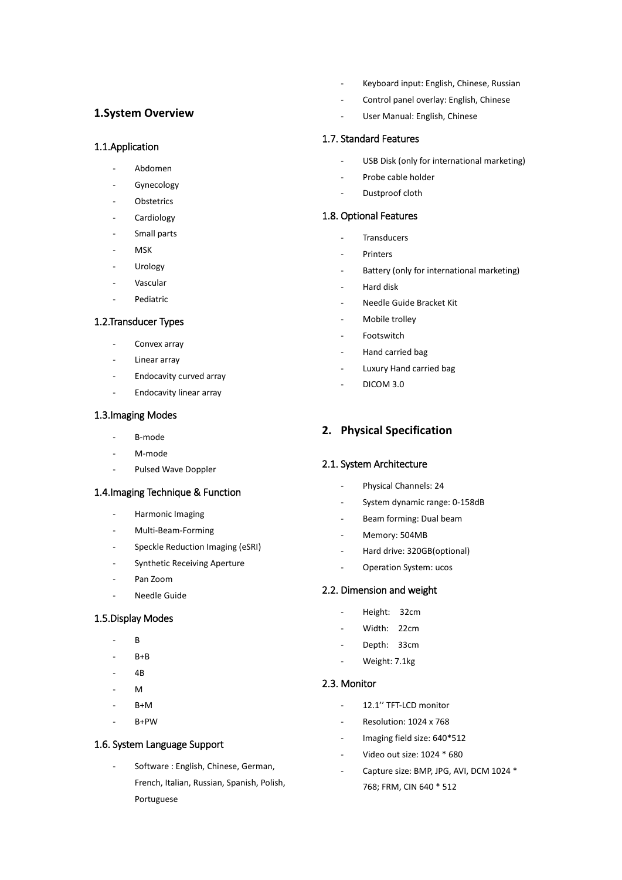# 1.System Overview

## 1.1.Application

- Abdomen
- Gynecology
- Obstetrics
- Cardiology
- Small parts
- MSK
- Urology
- Vascular
- Pediatric

## 1.2.Transducer Types

- Convex array
- Linear array
- Endocavity curved array
- Endocavity linear array

## 1.3.Imaging Modes

- B-mode
- M-mode
- Pulsed Wave Doppler

## 1.4.Imaging Technique & Function

- Harmonic Imaging
- Multi-Beam-Forming
- Speckle Reduction Imaging (eSRI)
- Synthetic Receiving Aperture
- Pan Zoom
- Needle Guide

## 1.5.Display Modes

- B
- B+B
- 4B
- M
- B+M
- B+PW

## 1.6. System Language Support

- Software : English, Chinese, German, French, Italian, Russian, Spanish, Polish, Portuguese
- Keyboard input: English, Chinese, Russian
- Control panel overlay: English, Chinese
- User Manual: English, Chinese

## 1.7. Standard Features

- USB Disk (only for international marketing)
- Probe cable holder
- Dustproof cloth

## 1.8. Optional Features

- Transducers
- Printers
- Battery (only for international marketing)
- Hard disk
- Needle Guide Bracket Kit
- Mobile trolley
- Footswitch
- Hand carried bag
- Luxury Hand carried bag
- DICOM 3.0

# 2. Physical Specification

## 2.1. System Architecture

- Physical Channels: 24
- System dynamic range: 0-158dB
- Beam forming: Dual beam
- Memory: 504MB
- Hard drive: 320GB(optional)
- Operation System: ucos

## 2.2. Dimension and weight

- Height: 32cm
- Width: 22cm
- Depth: 33cm
- Weight: 7.1kg

## 2.3. Monitor

- 12.1'' TFT-LCD monitor
- Resolution: 1024 x 768
- Imaging field size: 640*512
- Video out size: 1024 * 680
- Capture size: BMP, JPG, AVI, DCM 1024 * 768; FRM, CIN 640 * 512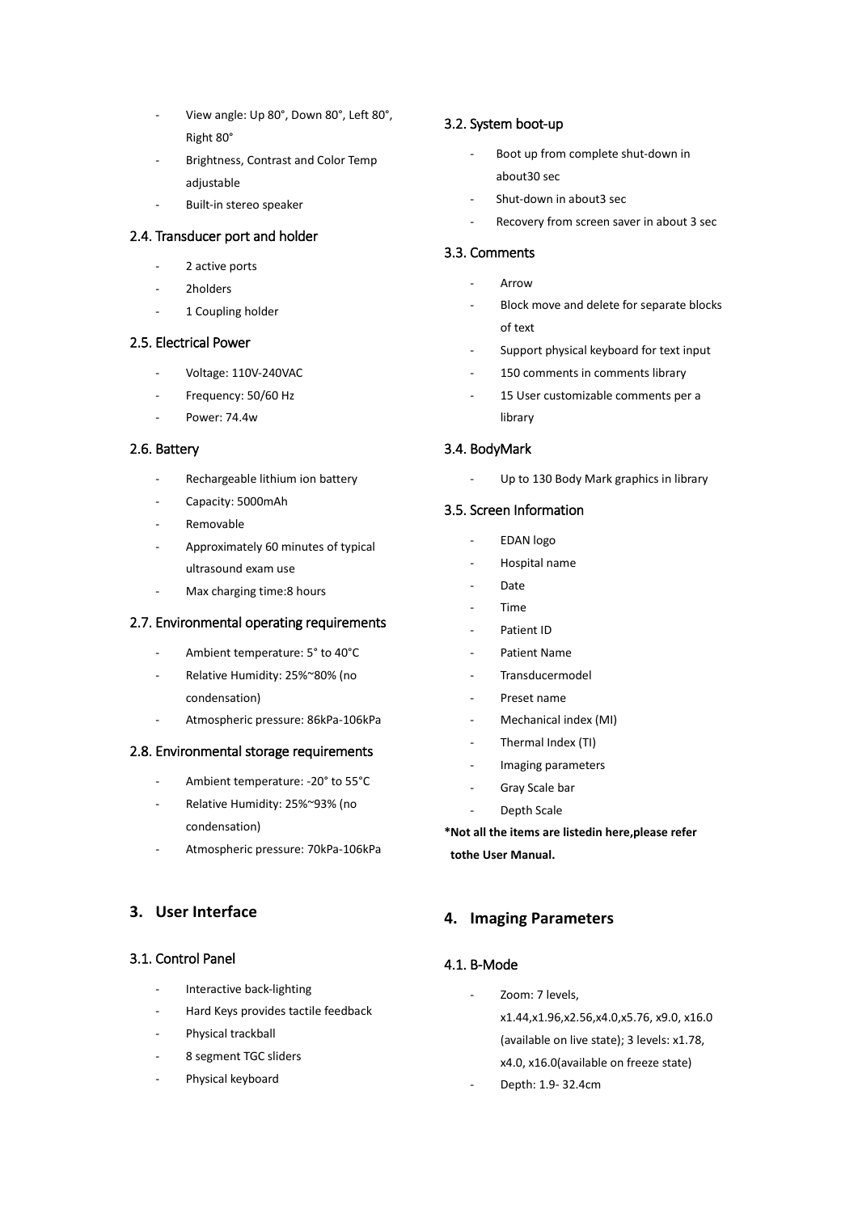- View angle: Up 80°, Down 80°, Left 80°, Right 80°
- Brightness, Contrast and Color Temp adjustable
- Built-in stereo speaker

### 2.4. Transducer port and holder

- 2 active ports
- 2holders
- 1 Coupling holder

### 2.5. Electrical Power

- Voltage: 110V-240VAC
- Frequency: 50/60 Hz
- Power: 74.4w

### 2.6. Battery

- Rechargeable lithium ion battery
- Capacity: 5000mAh
- Removable
- Approximately 60 minutes of typical ultrasound exam use
- Max charging time:8 hours

### 2.7. Environmental operating requirements

- Ambient temperature: 5° to 40°C
- Relative Humidity: 25%~80% (no condensation)
- Atmospheric pressure: 86kPa-106kPa

### 2.8. Environmental storage requirements

- Ambient temperature: -20° to 55°C
- Relative Humidity: 25%~93% (no condensation)
- Atmospheric pressure: 70kPa-106kPa

## 3. User Interface

### 3.1. Control Panel

- Interactive back-lighting
- Hard Keys provides tactile feedback
- Physical trackball
- 8 segment TGC sliders
- Physical keyboard

### 3.2. System boot-up

- Boot up from complete shut-down in about30 sec
- Shut-down in about3 sec
- Recovery from screen saver in about 3 sec

### 3.3. Comments

- Arrow
- Block move and delete for separate blocks of text
- Support physical keyboard for text input
- 150 comments in comments library
- 15 User customizable comments per a library

### 3.4. BodyMark

- Up to 130 Body Mark graphics in library

### 3.5. Screen Information

- EDAN logo
- Hospital name
- Date
- Time
- Patient ID
- Patient Name
- Transducermodel
- Preset name
- Mechanical index (MI)
- Thermal Index (TI)
- Imaging parameters
- Gray Scale bar
- Depth Scale

**\*Not all the items are listedin here,please refer tothe User Manual.**

## 4. Imaging Parameters

### 4.1. B-Mode

- Zoom: 7 levels, x1.44,x1.96,x2.56,x4.0,x5.76, x9.0, x16.0 (available on live state); 3 levels: x1.78, x4.0, x16.0(available on freeze state)
- Depth: 1.9- 32.4cm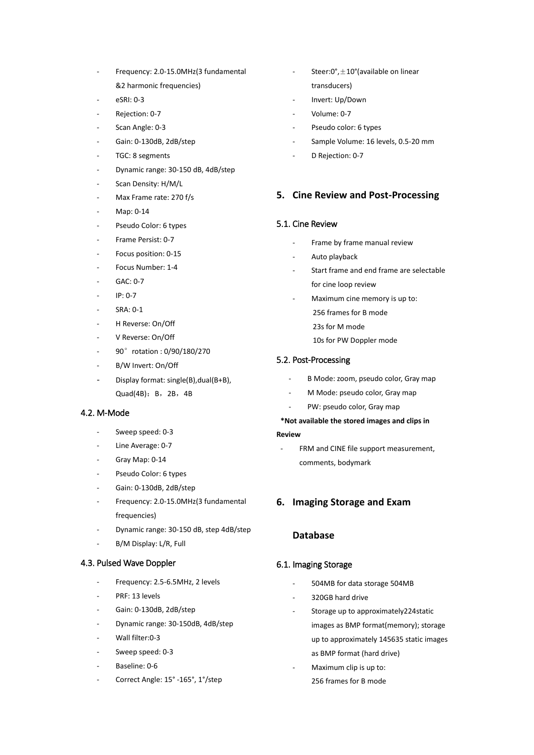- Frequency: 2.0-15.0MHz(3 fundamental &2 harmonic frequencies)
- eSRI: 0-3
- Rejection: 0-7
- Scan Angle: 0-3
- Gain: 0-130dB, 2dB/step
- TGC: 8 segments
- Dynamic range: 30-150 dB, 4dB/step
- Scan Density: H/M/L
- Max Frame rate: 270 f/s
- Map: 0-14
- Pseudo Color: 6 types
- Frame Persist: 0-7
- Focus position: 0-15
- Focus Number: 1-4
- GAC: 0-7
- IP: 0-7
- SRA: 0-1
- H Reverse: On/Off
- V Reverse: On/Off
- 90° rotation : 0/90/180/270
- B/W Invert: On/Off
- Display format: single(B),dual(B+B), Quad(4B)：B，2B，4B

### 4.2. M-Mode

- Sweep speed: 0-3
- Line Average: 0-7
- Gray Map: 0-14
- Pseudo Color: 6 types
- Gain: 0-130dB, 2dB/step
- Frequency: 2.0-15.0MHz(3 fundamental frequencies)
- Dynamic range: 30-150 dB, step 4dB/step
- B/M Display: L/R, Full

### 4.3. Pulsed Wave Doppler

- Frequency: 2.5-6.5MHz, 2 levels
- PRF: 13 levels
- Gain: 0-130dB, 2dB/step
- Dynamic range: 30-150dB, 4dB/step
- Wall filter:0-3
- Sweep speed: 0-3
- Baseline: 0-6
- Correct Angle: 15° -165°, 1°/step
- Steer:0°,±10°(available on linear transducers)
- Invert: Up/Down
- Volume: 0-7
- Pseudo color: 6 types
- Sample Volume: 16 levels, 0.5-20 mm
- D Rejection: 0-7

## 5. Cine Review and Post-Processing

### 5.1. Cine Review

- Frame by frame manual review
- Auto playback
- Start frame and end frame are selectable for cine loop review
- Maximum cine memory is up to:
  256 frames for B mode
  23s for M mode
  10s for PW Doppler mode

### 5.2. Post-Processing

- B Mode: zoom, pseudo color, Gray map
- M Mode: pseudo color, Gray map
- PW: pseudo color, Gray map

**\*Not available the stored images and clips in Review**

- FRM and CINE file support measurement, comments, bodymark

## 6. Imaging Storage and Exam Database

### 6.1. Imaging Storage

- 504MB for data storage 504MB
- 320GB hard drive
- Storage up to approximately224static images as BMP format(memory); storage up to approximately 145635 static images as BMP format (hard drive)
- Maximum clip is up to:
  256 frames for B mode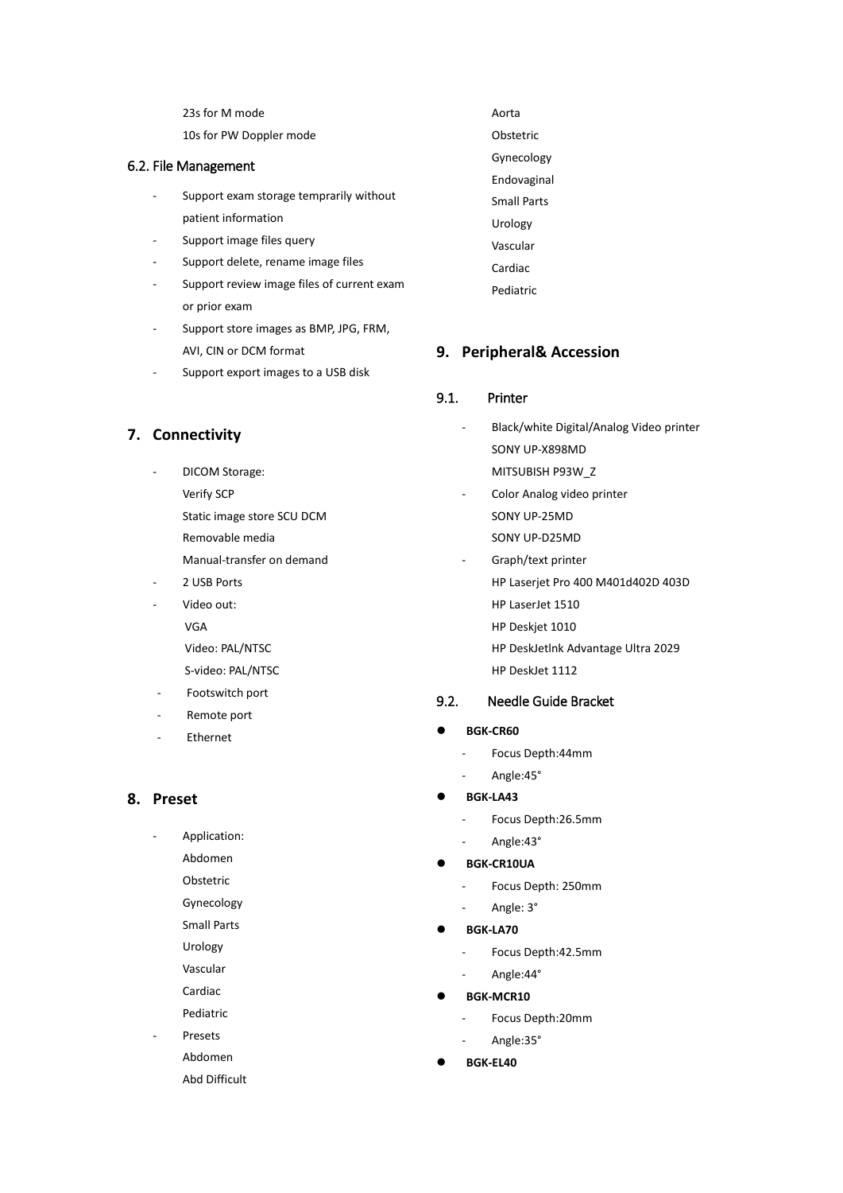23s for M mode

10s for PW Doppler mode

### 6.2. File Management

- Support exam storage temprarily without patient information
- Support image files query
- Support delete, rename image files
- Support review image files of current exam or prior exam
- Support store images as BMP, JPG, FRM, AVI, CIN or DCM format
- Support export images to a USB disk

## 7. Connectivity

- DICOM Storage:
  Verify SCP
  Static image store SCU DCM
  Removable media
  Manual-transfer on demand
- 2 USB Ports
- Video out:
  VGA
  Video: PAL/NTSC
  S-video: PAL/NTSC
- Footswitch port
- Remote port
- Ethernet

## 8. Preset

- Application:
  Abdomen
  Obstetric
  Gynecology
  Small Parts
  Urology
  Vascular
  Cardiac
  Pediatric
- Presets
  Abdomen
  Abd Difficult
  Aorta
  Obstetric
  Gynecology
  Endovaginal
  Small Parts
  Urology
  Vascular
  Cardiac
  Pediatric

## 9. Peripheral& Accession

### 9.1. Printer

- Black/white Digital/Analog Video printer
  SONY UP-X898MD
  MITSUBISH P93W_Z
- Color Analog video printer
  SONY UP-25MD
  SONY UP-D25MD
- Graph/text printer
  HP Laserjet Pro 400 M401d402D 403D
  HP LaserJet 1510
  HP Deskjet 1010
  HP DeskJetlnk Advantage Ultra 2029
  HP DeskJet 1112

### 9.2. Needle Guide Bracket

- **BGK-CR60**
  - Focus Depth:44mm
  - Angle:45°
- **BGK-LA43**
  - Focus Depth:26.5mm
  - Angle:43°
- **BGK-CR10UA**
  - Focus Depth: 250mm
  - Angle: 3°
- **BGK-LA70**
  - Focus Depth:42.5mm
  - Angle:44°
- **BGK-MCR10**
  - Focus Depth:20mm
  - Angle:35°
- **BGK-EL40**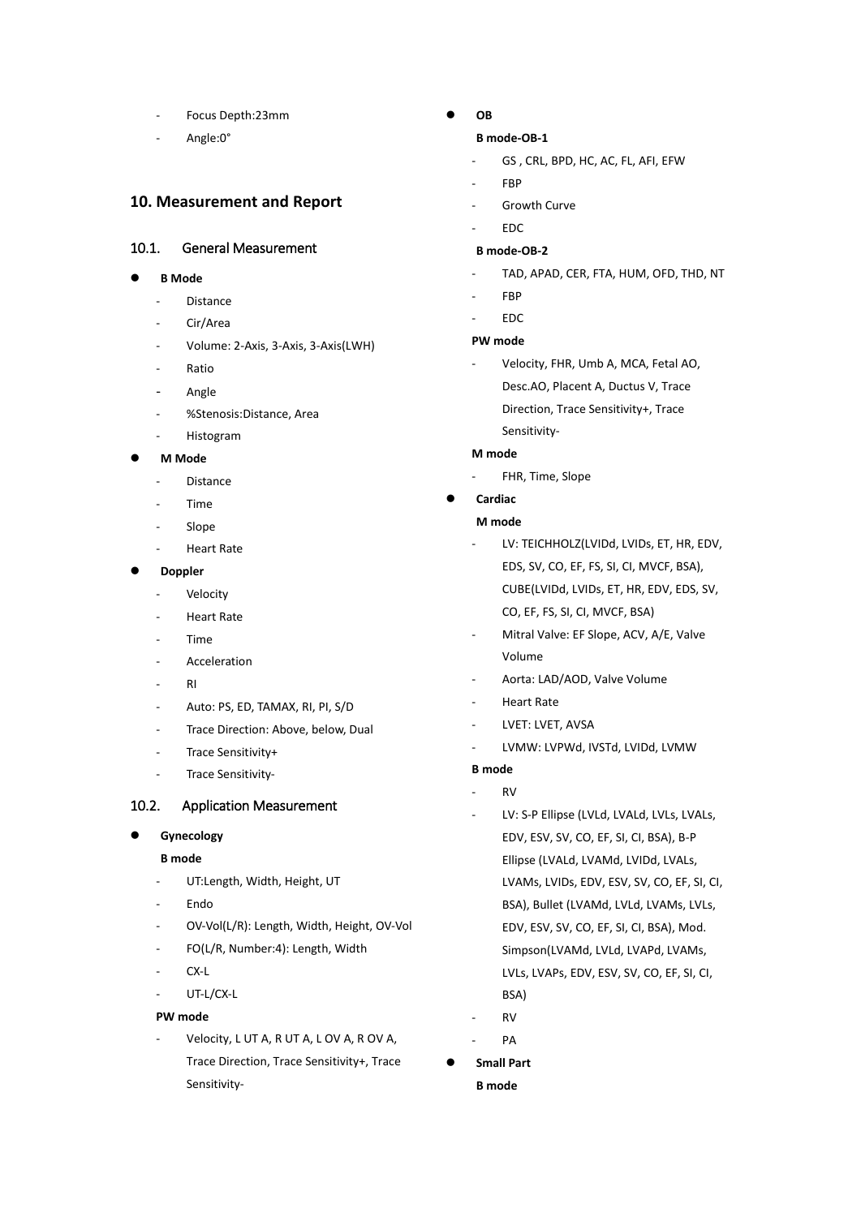- Focus Depth:23mm
- Angle:0°

## 10. Measurement and Report

### 10.1. General Measurement

- **B Mode**
  - Distance
  - Cir/Area
  - Volume: 2-Axis, 3-Axis, 3-Axis(LWH)
  - Ratio
  - Angle
  - %Stenosis:Distance, Area
  - Histogram
- **M Mode**
  - Distance
  - Time
  - Slope
  - Heart Rate
- **Doppler**
  - Velocity
  - Heart Rate
  - Time
  - Acceleration
  - RI
  - Auto: PS, ED, TAMAX, RI, PI, S/D
  - Trace Direction: Above, below, Dual
  - Trace Sensitivity+
  - Trace Sensitivity-

### 10.2. Application Measurement

- **Gynecology**

  **B mode**
  - UT:Length, Width, Height, UT
  - Endo
  - OV-Vol(L/R): Length, Width, Height, OV-Vol
  - FO(L/R, Number:4): Length, Width
  - CX-L
  - UT-L/CX-L

  **PW mode**
  - Velocity, L UT A, R UT A, L OV A, R OV A, Trace Direction, Trace Sensitivity+, Trace Sensitivity-
- **OB**

  **B mode-OB-1**
  - GS , CRL, BPD, HC, AC, FL, AFI, EFW
  - FBP
  - Growth Curve
  - EDC

  **B mode-OB-2**
  - TAD, APAD, CER, FTA, HUM, OFD, THD, NT
  - FBP
  - EDC

  **PW mode**
  - Velocity, FHR, Umb A, MCA, Fetal AO, Desc.AO, Placent A, Ductus V, Trace Direction, Trace Sensitivity+, Trace Sensitivity-

  **M mode**
  - FHR, Time, Slope
- **Cardiac**

  **M mode**
  - LV: TEICHHOLZ(LVIDd, LVIDs, ET, HR, EDV, EDS, SV, CO, EF, FS, SI, CI, MVCF, BSA), CUBE(LVIDd, LVIDs, ET, HR, EDV, EDS, SV, CO, EF, FS, SI, CI, MVCF, BSA)
  - Mitral Valve: EF Slope, ACV, A/E, Valve Volume
  - Aorta: LAD/AOD, Valve Volume
  - Heart Rate
  - LVET: LVET, AVSA
  - LVMW: LVPWd, IVSTd, LVIDd, LVMW

  **B mode**
  - RV
  - LV: S-P Ellipse (LVLd, LVALd, LVLs, LVALs, EDV, ESV, SV, CO, EF, SI, CI, BSA), B-P Ellipse (LVALd, LVAMd, LVIDd, LVALs, LVAMs, LVIDs, EDV, ESV, SV, CO, EF, SI, CI, BSA), Bullet (LVAMd, LVLd, LVAMs, LVLs, EDV, ESV, SV, CO, EF, SI, CI, BSA), Mod. Simpson(LVAMd, LVLd, LVAPd, LVAMs, LVLs, LVAPs, EDV, ESV, SV, CO, EF, SI, CI, BSA)
  - RV
  - PA
- **Small Part**

  **B mode**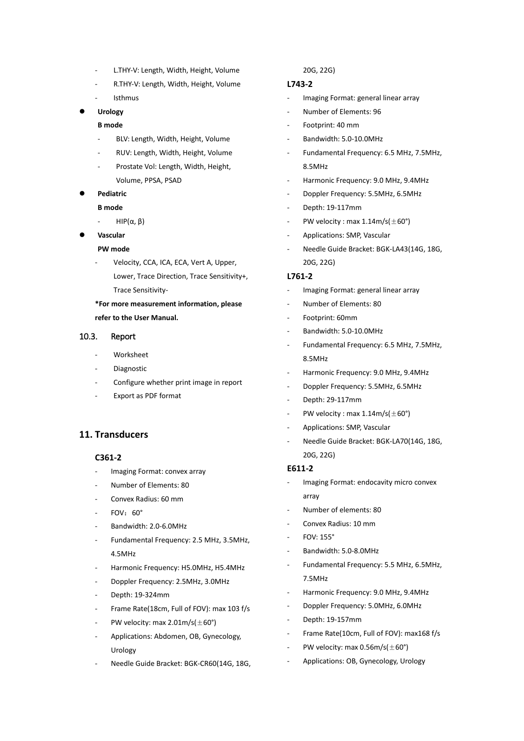- L.THY-V: Length, Width, Height, Volume
- R.THY-V: Length, Width, Height, Volume
- Isthmus

- **Urology**

  **B mode**

  - BLV: Length, Width, Height, Volume
  - RUV: Length, Width, Height, Volume
  - Prostate Vol: Length, Width, Height, Volume, PPSA, PSAD

- **Pediatric**

  **B mode**

  - HIP(α, β)

- **Vascular**

  **PW mode**

  - Velocity, CCA, ICA, ECA, Vert A, Upper, Lower, Trace Direction, Trace Sensitivity+, Trace Sensitivity-

**\*For more measurement information, please refer to the User Manual.**

### 10.3. Report

- Worksheet
- Diagnostic
- Configure whether print image in report
- Export as PDF format

## 11. Transducers

### C361-2

- Imaging Format: convex array
- Number of Elements: 80
- Convex Radius: 60 mm
- FOV：60°
- Bandwidth: 2.0-6.0MHz
- Fundamental Frequency: 2.5 MHz, 3.5MHz, 4.5MHz
- Harmonic Frequency: H5.0MHz, H5.4MHz
- Doppler Frequency: 2.5MHz, 3.0MHz
- Depth: 19-324mm
- Frame Rate(18cm, Full of FOV): max 103 f/s
- PW velocity: max 2.01m/s(±60°)
- Applications: Abdomen, OB, Gynecology, Urology
- Needle Guide Bracket: BGK-CR60(14G, 18G, 20G, 22G)

### L743-2

- Imaging Format: general linear array
- Number of Elements: 96
- Footprint: 40 mm
- Bandwidth: 5.0-10.0MHz
- Fundamental Frequency: 6.5 MHz, 7.5MHz, 8.5MHz
- Harmonic Frequency: 9.0 MHz, 9.4MHz
- Doppler Frequency: 5.5MHz, 6.5MHz
- Depth: 19-117mm
- PW velocity : max 1.14m/s(±60°)
- Applications: SMP, Vascular
- Needle Guide Bracket: BGK-LA43(14G, 18G, 20G, 22G)

### L761-2

- Imaging Format: general linear array
- Number of Elements: 80
- Footprint: 60mm
- Bandwidth: 5.0-10.0MHz
- Fundamental Frequency: 6.5 MHz, 7.5MHz, 8.5MHz
- Harmonic Frequency: 9.0 MHz, 9.4MHz
- Doppler Frequency: 5.5MHz, 6.5MHz
- Depth: 29-117mm
- PW velocity : max 1.14m/s(±60°)
- Applications: SMP, Vascular
- Needle Guide Bracket: BGK-LA70(14G, 18G, 20G, 22G)

### E611-2

- Imaging Format: endocavity micro convex array
- Number of elements: 80
- Convex Radius: 10 mm
- FOV: 155°
- Bandwidth: 5.0-8.0MHz
- Fundamental Frequency: 5.5 MHz, 6.5MHz, 7.5MHz
- Harmonic Frequency: 9.0 MHz, 9.4MHz
- Doppler Frequency: 5.0MHz, 6.0MHz
- Depth: 19-157mm
- Frame Rate(10cm, Full of FOV): max168 f/s
- PW velocity: max 0.56m/s(±60°)
- Applications: OB, Gynecology, Urology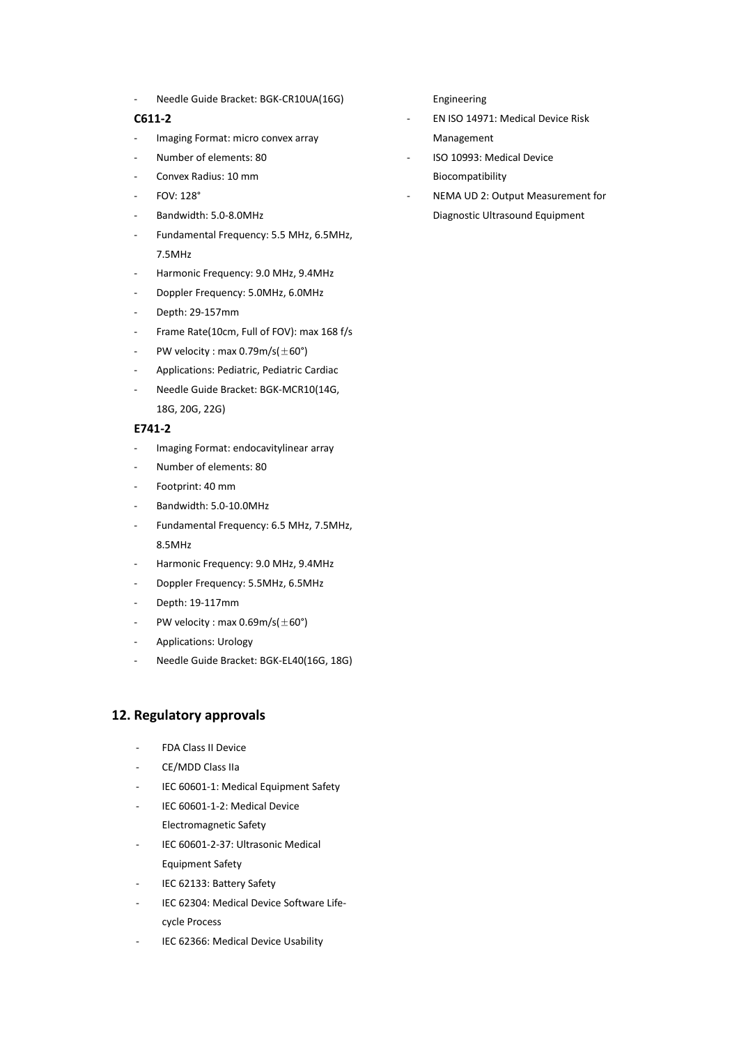- Needle Guide Bracket: BGK-CR10UA(16G)

**C611-2**

- Imaging Format: micro convex array
- Number of elements: 80
- Convex Radius: 10 mm
- FOV: 128°
- Bandwidth: 5.0-8.0MHz
- Fundamental Frequency: 5.5 MHz, 6.5MHz, 7.5MHz
- Harmonic Frequency: 9.0 MHz, 9.4MHz
- Doppler Frequency: 5.0MHz, 6.0MHz
- Depth: 29-157mm
- Frame Rate(10cm, Full of FOV): max 168 f/s
- PW velocity : max 0.79m/s(±60°)
- Applications: Pediatric, Pediatric Cardiac
- Needle Guide Bracket: BGK-MCR10(14G, 18G, 20G, 22G)

**E741-2**

- Imaging Format: endocavitylinear array
- Number of elements: 80
- Footprint: 40 mm
- Bandwidth: 5.0-10.0MHz
- Fundamental Frequency: 6.5 MHz, 7.5MHz, 8.5MHz
- Harmonic Frequency: 9.0 MHz, 9.4MHz
- Doppler Frequency: 5.5MHz, 6.5MHz
- Depth: 19-117mm
- PW velocity : max 0.69m/s(±60°)
- Applications: Urology
- Needle Guide Bracket: BGK-EL40(16G, 18G)

## 12. Regulatory approvals

- FDA Class II Device
- CE/MDD Class IIa
- IEC 60601-1: Medical Equipment Safety
- IEC 60601-1-2: Medical Device Electromagnetic Safety
- IEC 60601-2-37: Ultrasonic Medical Equipment Safety
- IEC 62133: Battery Safety
- IEC 62304: Medical Device Software Life-cycle Process
- IEC 62366: Medical Device Usability Engineering
- EN ISO 14971: Medical Device Risk Management
- ISO 10993: Medical Device Biocompatibility
- NEMA UD 2: Output Measurement for Diagnostic Ultrasound Equipment